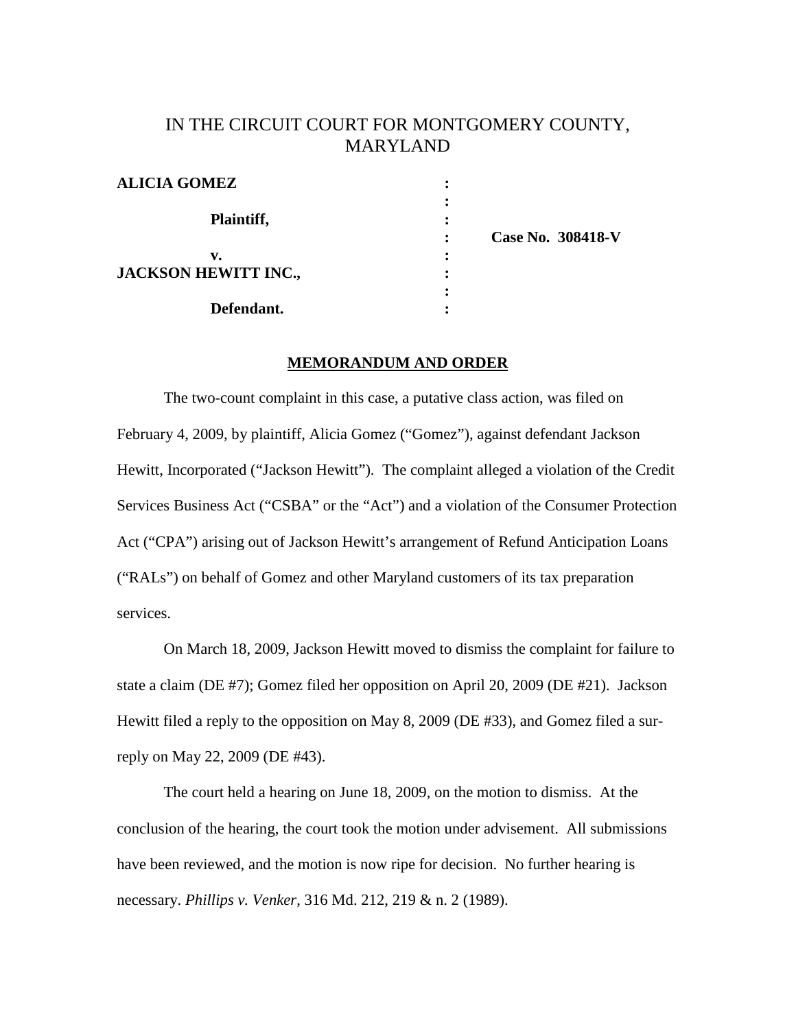# IN THE CIRCUIT COURT FOR MONTGOMERY COUNTY, MARYLAND

| | | |
|---|---|---|
| **ALICIA GOMEZ** | : | |
| | : | |
| **Plaintiff,** | : | |
| | : | **Case No. 308418-V** |
| **v.** | : | |
| **JACKSON HEWITT INC.,** | : | |
| | : | |
| **Defendant.** | : | |

## MEMORANDUM AND ORDER

The two-count complaint in this case, a putative class action, was filed on February 4, 2009, by plaintiff, Alicia Gomez ("Gomez"), against defendant Jackson Hewitt, Incorporated ("Jackson Hewitt"). The complaint alleged a violation of the Credit Services Business Act ("CSBA" or the "Act") and a violation of the Consumer Protection Act ("CPA") arising out of Jackson Hewitt's arrangement of Refund Anticipation Loans ("RALs") on behalf of Gomez and other Maryland customers of its tax preparation services.

On March 18, 2009, Jackson Hewitt moved to dismiss the complaint for failure to state a claim (DE #7); Gomez filed her opposition on April 20, 2009 (DE #21). Jackson Hewitt filed a reply to the opposition on May 8, 2009 (DE #33), and Gomez filed a sur-reply on May 22, 2009 (DE #43).

The court held a hearing on June 18, 2009, on the motion to dismiss. At the conclusion of the hearing, the court took the motion under advisement. All submissions have been reviewed, and the motion is now ripe for decision. No further hearing is necessary. *Phillips v. Venker*, 316 Md. 212, 219 & n. 2 (1989).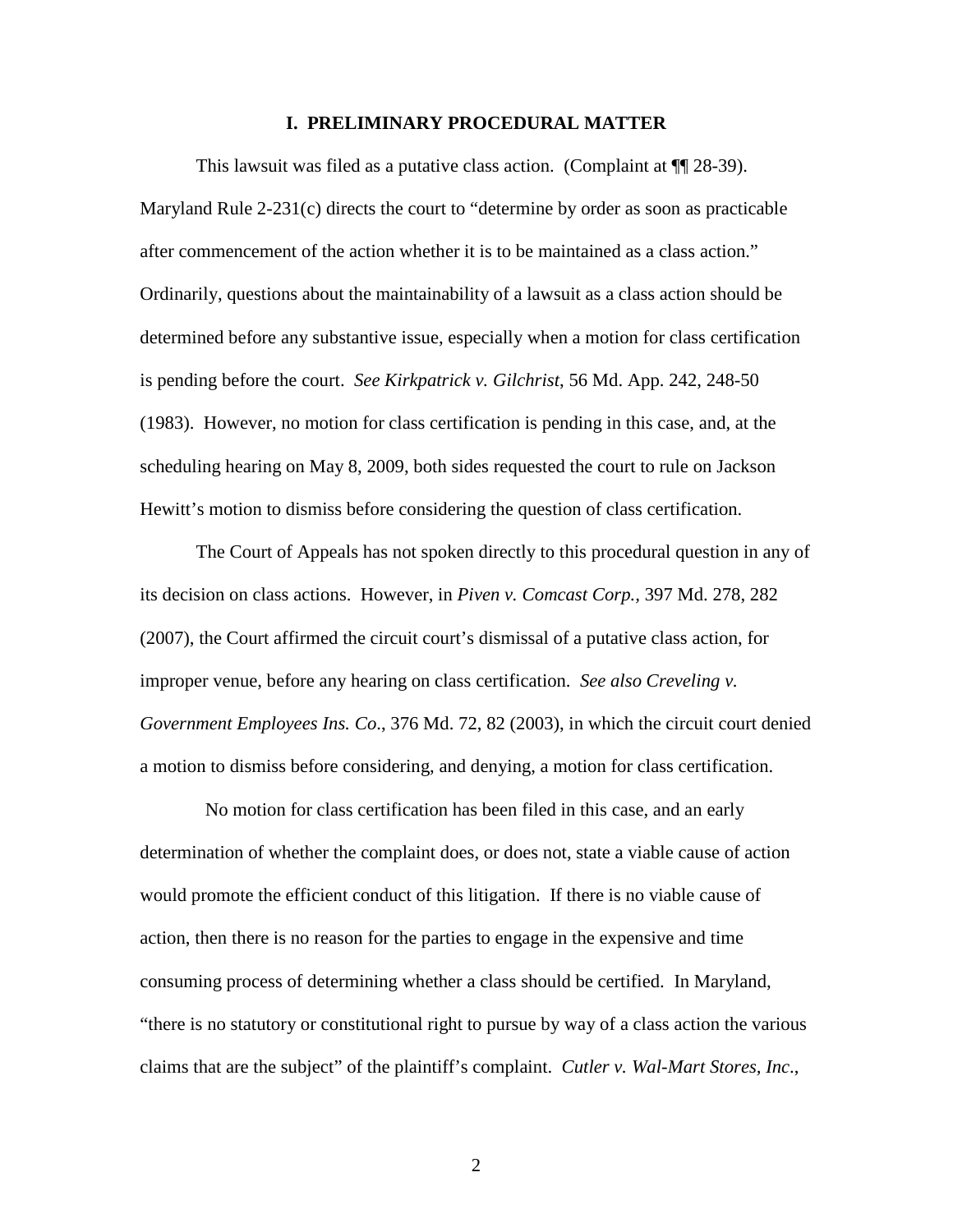## I. PRELIMINARY PROCEDURAL MATTER

This lawsuit was filed as a putative class action. (Complaint at ¶¶ 28-39). Maryland Rule 2-231(c) directs the court to "determine by order as soon as practicable after commencement of the action whether it is to be maintained as a class action." Ordinarily, questions about the maintainability of a lawsuit as a class action should be determined before any substantive issue, especially when a motion for class certification is pending before the court. *See Kirkpatrick v. Gilchrist*, 56 Md. App. 242, 248-50 (1983). However, no motion for class certification is pending in this case, and, at the scheduling hearing on May 8, 2009, both sides requested the court to rule on Jackson Hewitt's motion to dismiss before considering the question of class certification.

The Court of Appeals has not spoken directly to this procedural question in any of its decision on class actions. However, in *Piven v. Comcast Corp.*, 397 Md. 278, 282 (2007), the Court affirmed the circuit court's dismissal of a putative class action, for improper venue, before any hearing on class certification. *See also Creveling v. Government Employees Ins. Co*., 376 Md. 72, 82 (2003), in which the circuit court denied a motion to dismiss before considering, and denying, a motion for class certification.

No motion for class certification has been filed in this case, and an early determination of whether the complaint does, or does not, state a viable cause of action would promote the efficient conduct of this litigation. If there is no viable cause of action, then there is no reason for the parties to engage in the expensive and time consuming process of determining whether a class should be certified. In Maryland, "there is no statutory or constitutional right to pursue by way of a class action the various claims that are the subject" of the plaintiff's complaint. *Cutler v. Wal-Mart Stores, Inc*.,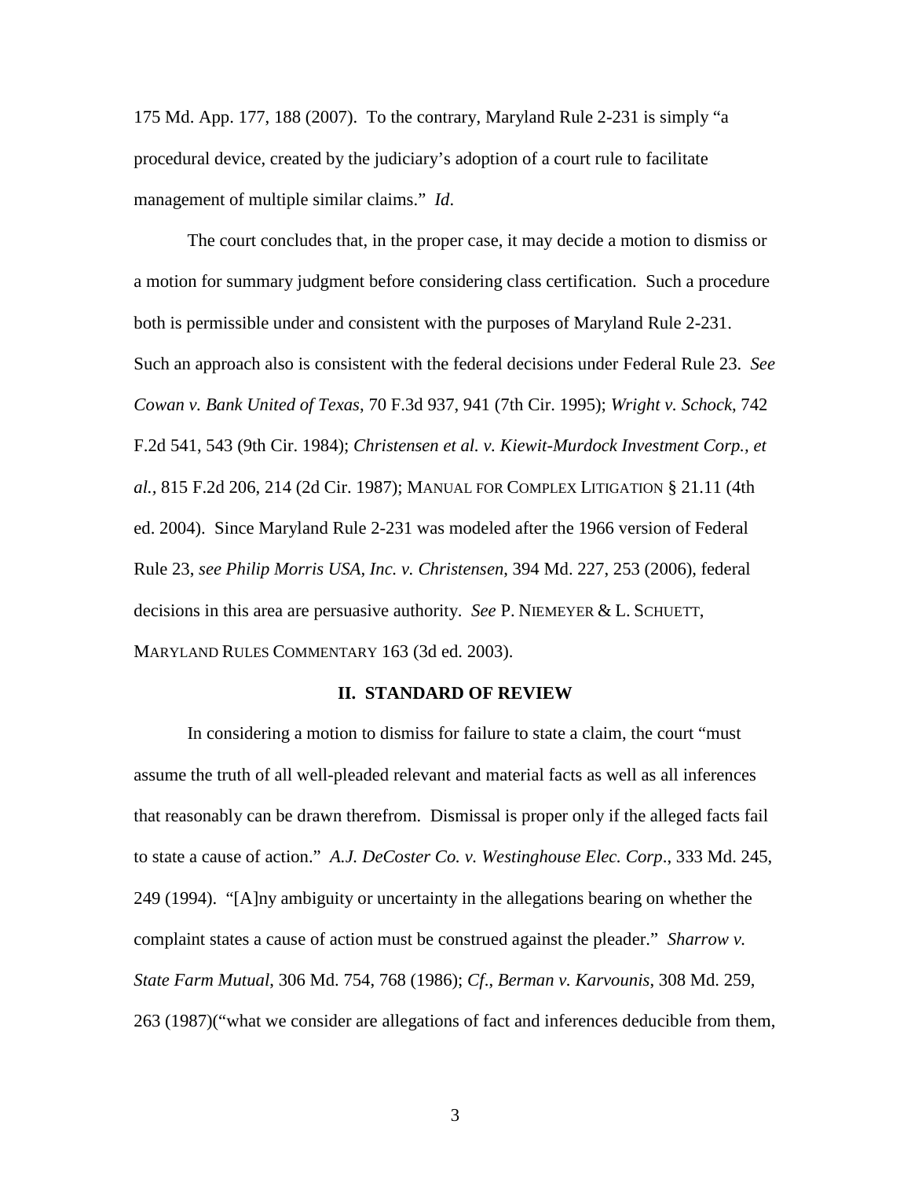175 Md. App. 177, 188 (2007). To the contrary, Maryland Rule 2-231 is simply "a procedural device, created by the judiciary's adoption of a court rule to facilitate management of multiple similar claims." *Id*.

The court concludes that, in the proper case, it may decide a motion to dismiss or a motion for summary judgment before considering class certification. Such a procedure both is permissible under and consistent with the purposes of Maryland Rule 2-231. Such an approach also is consistent with the federal decisions under Federal Rule 23. *See Cowan v. Bank United of Texas*, 70 F.3d 937, 941 (7th Cir. 1995); *Wright v. Schock*, 742 F.2d 541, 543 (9th Cir. 1984); *Christensen et al. v. Kiewit-Murdock Investment Corp., et al.,* 815 F.2d 206, 214 (2d Cir. 1987); MANUAL FOR COMPLEX LITIGATION § 21.11 (4th ed. 2004). Since Maryland Rule 2-231 was modeled after the 1966 version of Federal Rule 23, *see Philip Morris USA, Inc. v. Christensen*, 394 Md. 227, 253 (2006), federal decisions in this area are persuasive authority. *See* P. NIEMEYER & L. SCHUETT, MARYLAND RULES COMMENTARY 163 (3d ed. 2003).

## II. STANDARD OF REVIEW

In considering a motion to dismiss for failure to state a claim, the court "must assume the truth of all well-pleaded relevant and material facts as well as all inferences that reasonably can be drawn therefrom. Dismissal is proper only if the alleged facts fail to state a cause of action." *A.J. DeCoster Co. v. Westinghouse Elec. Corp*., 333 Md. 245, 249 (1994). "[A]ny ambiguity or uncertainty in the allegations bearing on whether the complaint states a cause of action must be construed against the pleader." *Sharrow v. State Farm Mutual*, 306 Md. 754, 768 (1986); *Cf*., *Berman v. Karvounis*, 308 Md. 259, 263 (1987)("what we consider are allegations of fact and inferences deducible from them,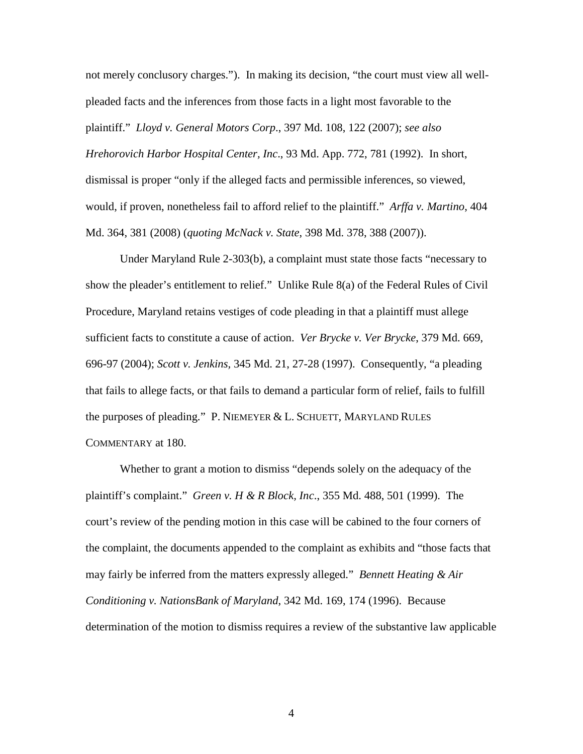not merely conclusory charges."). In making its decision, "the court must view all well-pleaded facts and the inferences from those facts in a light most favorable to the plaintiff." *Lloyd v. General Motors Corp*., 397 Md. 108, 122 (2007); *see also Hrehorovich Harbor Hospital Center, Inc*., 93 Md. App. 772, 781 (1992). In short, dismissal is proper "only if the alleged facts and permissible inferences, so viewed, would, if proven, nonetheless fail to afford relief to the plaintiff." *Arffa v. Martino*, 404 Md. 364, 381 (2008) (*quoting McNack v. State*, 398 Md. 378, 388 (2007)).

Under Maryland Rule 2-303(b), a complaint must state those facts "necessary to show the pleader's entitlement to relief." Unlike Rule 8(a) of the Federal Rules of Civil Procedure, Maryland retains vestiges of code pleading in that a plaintiff must allege sufficient facts to constitute a cause of action. *Ver Brycke v. Ver Brycke*, 379 Md. 669, 696-97 (2004); *Scott v. Jenkins*, 345 Md. 21, 27-28 (1997). Consequently, "a pleading that fails to allege facts, or that fails to demand a particular form of relief, fails to fulfill the purposes of pleading." P. NIEMEYER & L. SCHUETT, MARYLAND RULES COMMENTARY at 180.

Whether to grant a motion to dismiss "depends solely on the adequacy of the plaintiff's complaint." *Green v. H & R Block, Inc*., 355 Md. 488, 501 (1999). The court's review of the pending motion in this case will be cabined to the four corners of the complaint, the documents appended to the complaint as exhibits and "those facts that may fairly be inferred from the matters expressly alleged." *Bennett Heating & Air Conditioning v. NationsBank of Maryland*, 342 Md. 169, 174 (1996). Because determination of the motion to dismiss requires a review of the substantive law applicable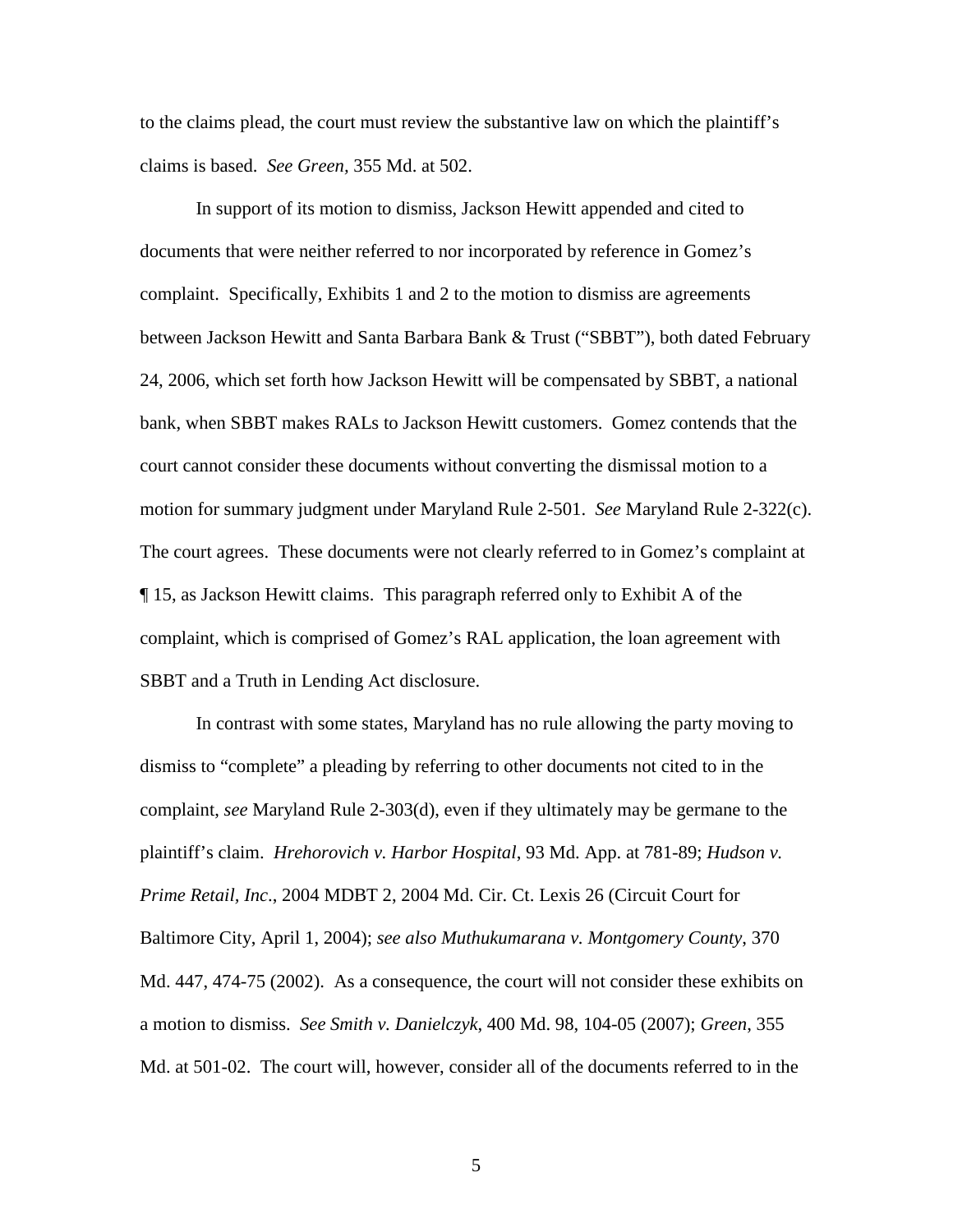to the claims plead, the court must review the substantive law on which the plaintiff's claims is based. *See Green*, 355 Md. at 502.

In support of its motion to dismiss, Jackson Hewitt appended and cited to documents that were neither referred to nor incorporated by reference in Gomez's complaint. Specifically, Exhibits 1 and 2 to the motion to dismiss are agreements between Jackson Hewitt and Santa Barbara Bank & Trust ("SBBT"), both dated February 24, 2006, which set forth how Jackson Hewitt will be compensated by SBBT, a national bank, when SBBT makes RALs to Jackson Hewitt customers. Gomez contends that the court cannot consider these documents without converting the dismissal motion to a motion for summary judgment under Maryland Rule 2-501. *See* Maryland Rule 2-322(c). The court agrees. These documents were not clearly referred to in Gomez's complaint at ¶ 15, as Jackson Hewitt claims. This paragraph referred only to Exhibit A of the complaint, which is comprised of Gomez's RAL application, the loan agreement with SBBT and a Truth in Lending Act disclosure.

In contrast with some states, Maryland has no rule allowing the party moving to dismiss to "complete" a pleading by referring to other documents not cited to in the complaint, *see* Maryland Rule 2-303(d), even if they ultimately may be germane to the plaintiff's claim. *Hrehorovich v. Harbor Hospital*, 93 Md. App. at 781-89; *Hudson v. Prime Retail, Inc*., 2004 MDBT 2, 2004 Md. Cir. Ct. Lexis 26 (Circuit Court for Baltimore City, April 1, 2004); *see also Muthukumarana v. Montgomery County*, 370 Md. 447, 474-75 (2002). As a consequence, the court will not consider these exhibits on a motion to dismiss. *See Smith v. Danielczyk*, 400 Md. 98, 104-05 (2007); *Green*, 355 Md. at 501-02. The court will, however, consider all of the documents referred to in the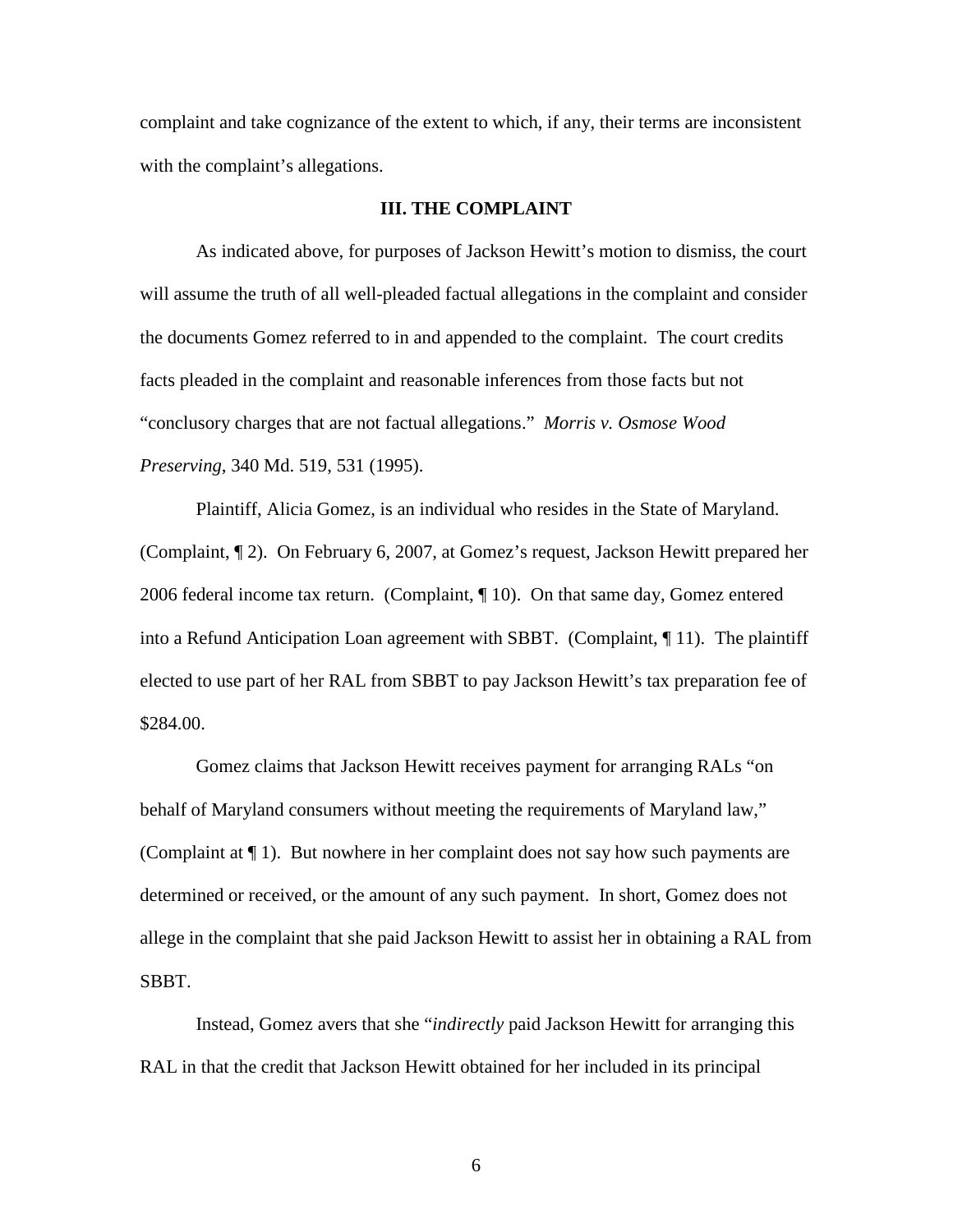complaint and take cognizance of the extent to which, if any, their terms are inconsistent with the complaint's allegations.

### III. THE COMPLAINT

As indicated above, for purposes of Jackson Hewitt's motion to dismiss, the court will assume the truth of all well-pleaded factual allegations in the complaint and consider the documents Gomez referred to in and appended to the complaint. The court credits facts pleaded in the complaint and reasonable inferences from those facts but not "conclusory charges that are not factual allegations." *Morris v. Osmose Wood Preserving*, 340 Md. 519, 531 (1995).

Plaintiff, Alicia Gomez, is an individual who resides in the State of Maryland. (Complaint, ¶ 2). On February 6, 2007, at Gomez's request, Jackson Hewitt prepared her 2006 federal income tax return. (Complaint, ¶ 10). On that same day, Gomez entered into a Refund Anticipation Loan agreement with SBBT. (Complaint, ¶ 11). The plaintiff elected to use part of her RAL from SBBT to pay Jackson Hewitt's tax preparation fee of $284.00.

Gomez claims that Jackson Hewitt receives payment for arranging RALs "on behalf of Maryland consumers without meeting the requirements of Maryland law," (Complaint at ¶ 1). But nowhere in her complaint does not say how such payments are determined or received, or the amount of any such payment. In short, Gomez does not allege in the complaint that she paid Jackson Hewitt to assist her in obtaining a RAL from SBBT.

Instead, Gomez avers that she "*indirectly* paid Jackson Hewitt for arranging this RAL in that the credit that Jackson Hewitt obtained for her included in its principal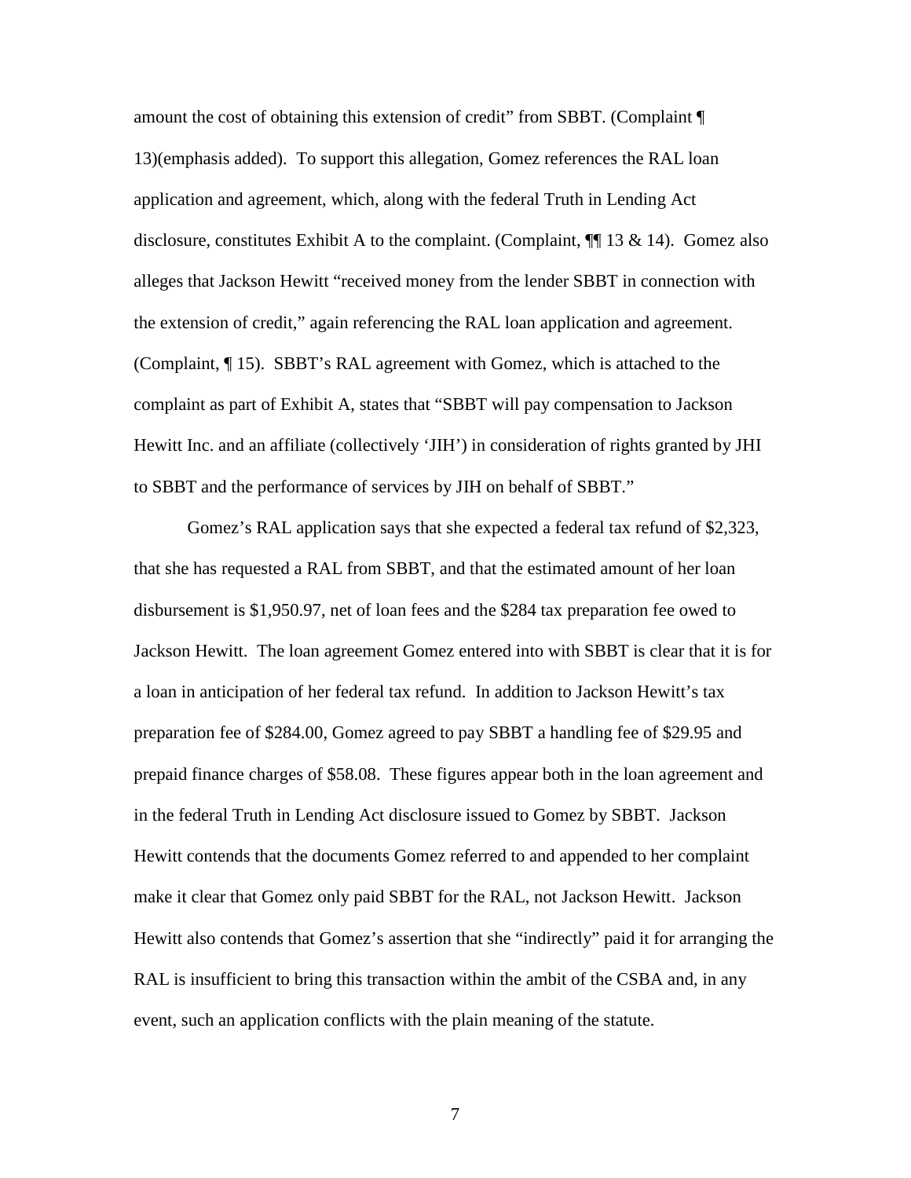amount the cost of obtaining this extension of credit" from SBBT. (Complaint ¶ 13)(emphasis added). To support this allegation, Gomez references the RAL loan application and agreement, which, along with the federal Truth in Lending Act disclosure, constitutes Exhibit A to the complaint. (Complaint, ¶¶ 13 & 14). Gomez also alleges that Jackson Hewitt "received money from the lender SBBT in connection with the extension of credit," again referencing the RAL loan application and agreement. (Complaint, ¶ 15). SBBT's RAL agreement with Gomez, which is attached to the complaint as part of Exhibit A, states that "SBBT will pay compensation to Jackson Hewitt Inc. and an affiliate (collectively 'JIH') in consideration of rights granted by JHI to SBBT and the performance of services by JIH on behalf of SBBT."

Gomez's RAL application says that she expected a federal tax refund of $2,323, that she has requested a RAL from SBBT, and that the estimated amount of her loan disbursement is $1,950.97, net of loan fees and the $284 tax preparation fee owed to Jackson Hewitt. The loan agreement Gomez entered into with SBBT is clear that it is for a loan in anticipation of her federal tax refund. In addition to Jackson Hewitt's tax preparation fee of $284.00, Gomez agreed to pay SBBT a handling fee of $29.95 and prepaid finance charges of $58.08. These figures appear both in the loan agreement and in the federal Truth in Lending Act disclosure issued to Gomez by SBBT. Jackson Hewitt contends that the documents Gomez referred to and appended to her complaint make it clear that Gomez only paid SBBT for the RAL, not Jackson Hewitt. Jackson Hewitt also contends that Gomez's assertion that she "indirectly" paid it for arranging the RAL is insufficient to bring this transaction within the ambit of the CSBA and, in any event, such an application conflicts with the plain meaning of the statute.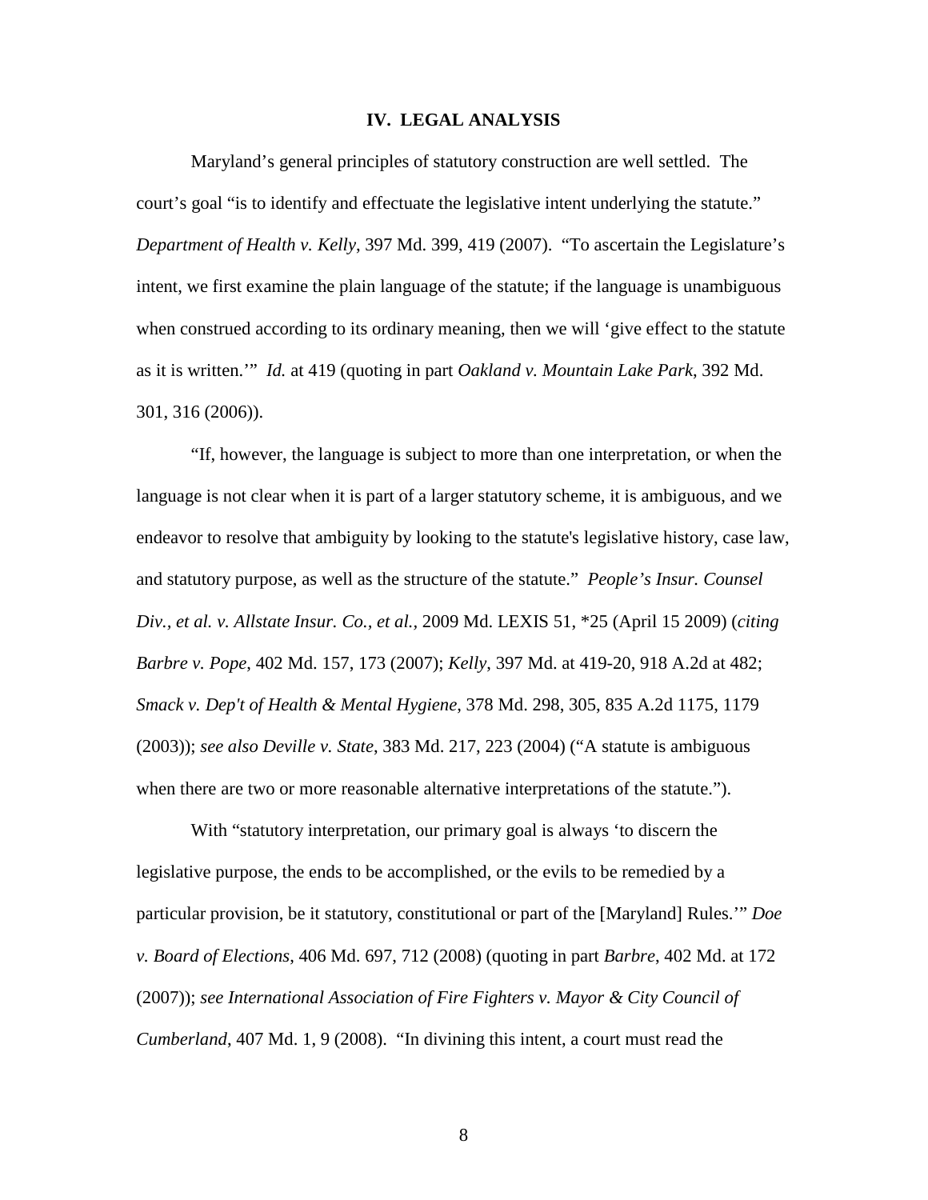## IV. LEGAL ANALYSIS

Maryland's general principles of statutory construction are well settled. The court's goal "is to identify and effectuate the legislative intent underlying the statute." *Department of Health v. Kelly*, 397 Md. 399, 419 (2007). "To ascertain the Legislature's intent, we first examine the plain language of the statute; if the language is unambiguous when construed according to its ordinary meaning, then we will 'give effect to the statute as it is written.'" *Id.* at 419 (quoting in part *Oakland v. Mountain Lake Park*, 392 Md. 301, 316 (2006)).

"If, however, the language is subject to more than one interpretation, or when the language is not clear when it is part of a larger statutory scheme, it is ambiguous, and we endeavor to resolve that ambiguity by looking to the statute's legislative history, case law, and statutory purpose, as well as the structure of the statute." *People's Insur. Counsel Div., et al. v. Allstate Insur. Co., et al.,* 2009 Md. LEXIS 51, *25 (April 15 2009) (*citing Barbre v. Pope*, 402 Md. 157, 173 (2007); *Kelly*, 397 Md. at 419-20, 918 A.2d at 482; *Smack v. Dep't of Health & Mental Hygiene*, 378 Md. 298, 305, 835 A.2d 1175, 1179 (2003)); *see also Deville v. State*, 383 Md. 217, 223 (2004) ("A statute is ambiguous when there are two or more reasonable alternative interpretations of the statute.").

With "statutory interpretation, our primary goal is always 'to discern the legislative purpose, the ends to be accomplished, or the evils to be remedied by a particular provision, be it statutory, constitutional or part of the [Maryland] Rules.'" *Doe v. Board of Elections*, 406 Md. 697, 712 (2008) (quoting in part *Barbre*, 402 Md. at 172 (2007)); *see International Association of Fire Fighters v. Mayor & City Council of Cumberland*, 407 Md. 1, 9 (2008). "In divining this intent, a court must read the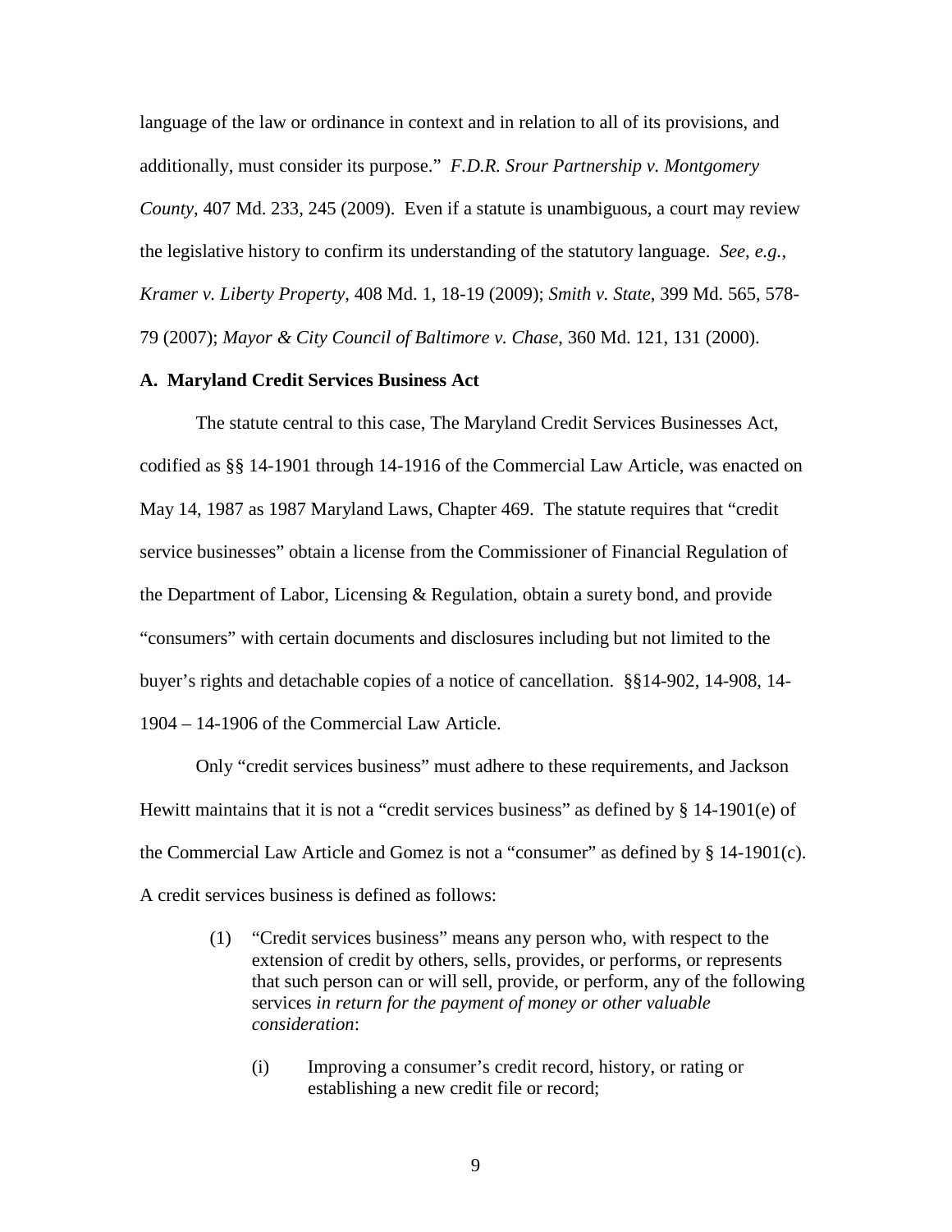language of the law or ordinance in context and in relation to all of its provisions, and additionally, must consider its purpose." *F.D.R. Srour Partnership v. Montgomery County*, 407 Md. 233, 245 (2009). Even if a statute is unambiguous, a court may review the legislative history to confirm its understanding of the statutory language. *See, e.g., Kramer v. Liberty Property*, 408 Md. 1, 18-19 (2009); *Smith v. State*, 399 Md. 565, 578-79 (2007); *Mayor & City Council of Baltimore v. Chase*, 360 Md. 121, 131 (2000).

**A. Maryland Credit Services Business Act**

The statute central to this case, The Maryland Credit Services Businesses Act, codified as §§ 14-1901 through 14-1916 of the Commercial Law Article, was enacted on May 14, 1987 as 1987 Maryland Laws, Chapter 469. The statute requires that "credit service businesses" obtain a license from the Commissioner of Financial Regulation of the Department of Labor, Licensing & Regulation, obtain a surety bond, and provide "consumers" with certain documents and disclosures including but not limited to the buyer's rights and detachable copies of a notice of cancellation. §§14-902, 14-908, 14-1904 – 14-1906 of the Commercial Law Article.

Only "credit services business" must adhere to these requirements, and Jackson Hewitt maintains that it is not a "credit services business" as defined by § 14-1901(e) of the Commercial Law Article and Gomez is not a "consumer" as defined by § 14-1901(c). A credit services business is defined as follows:

> (1) "Credit services business" means any person who, with respect to the extension of credit by others, sells, provides, or performs, or represents that such person can or will sell, provide, or perform, any of the following services *in return for the payment of money or other valuable consideration*:
>
> > (i) Improving a consumer's credit record, history, or rating or establishing a new credit file or record;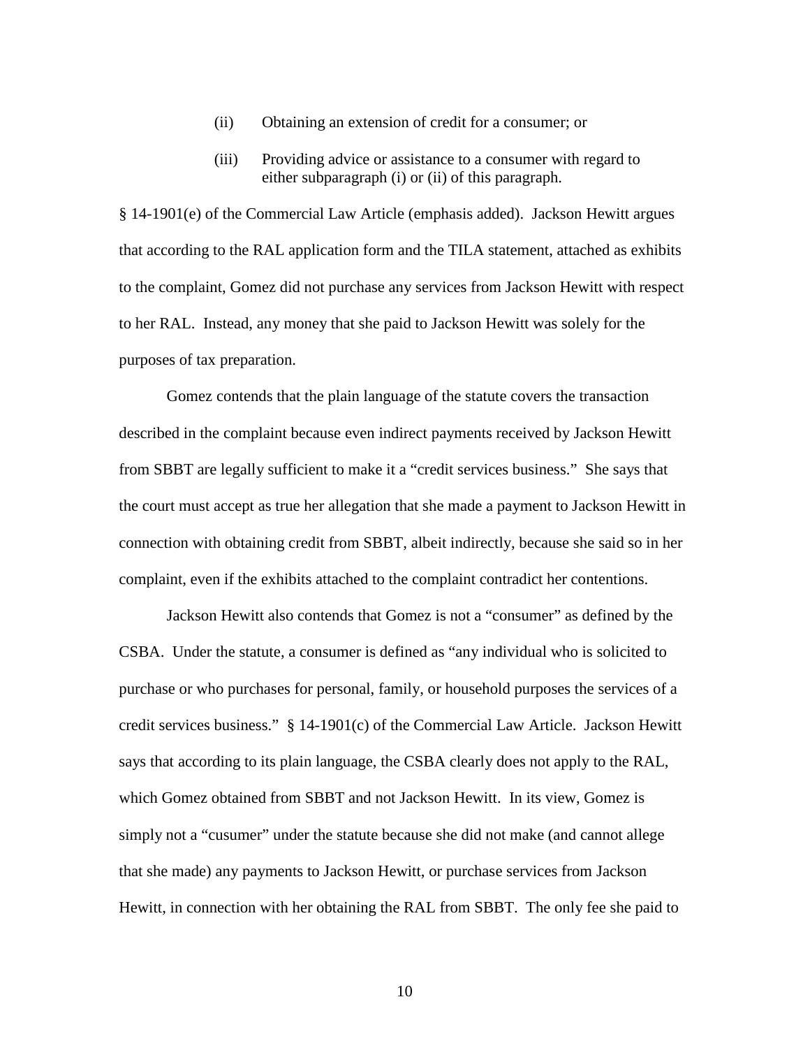> (ii) Obtaining an extension of credit for a consumer; or
>
> (iii) Providing advice or assistance to a consumer with regard to either subparagraph (i) or (ii) of this paragraph.

§ 14-1901(e) of the Commercial Law Article (emphasis added). Jackson Hewitt argues that according to the RAL application form and the TILA statement, attached as exhibits to the complaint, Gomez did not purchase any services from Jackson Hewitt with respect to her RAL. Instead, any money that she paid to Jackson Hewitt was solely for the purposes of tax preparation.

Gomez contends that the plain language of the statute covers the transaction described in the complaint because even indirect payments received by Jackson Hewitt from SBBT are legally sufficient to make it a "credit services business." She says that the court must accept as true her allegation that she made a payment to Jackson Hewitt in connection with obtaining credit from SBBT, albeit indirectly, because she said so in her complaint, even if the exhibits attached to the complaint contradict her contentions.

Jackson Hewitt also contends that Gomez is not a "consumer" as defined by the CSBA. Under the statute, a consumer is defined as "any individual who is solicited to purchase or who purchases for personal, family, or household purposes the services of a credit services business." § 14-1901(c) of the Commercial Law Article. Jackson Hewitt says that according to its plain language, the CSBA clearly does not apply to the RAL, which Gomez obtained from SBBT and not Jackson Hewitt. In its view, Gomez is simply not a "cusumer" under the statute because she did not make (and cannot allege that she made) any payments to Jackson Hewitt, or purchase services from Jackson Hewitt, in connection with her obtaining the RAL from SBBT. The only fee she paid to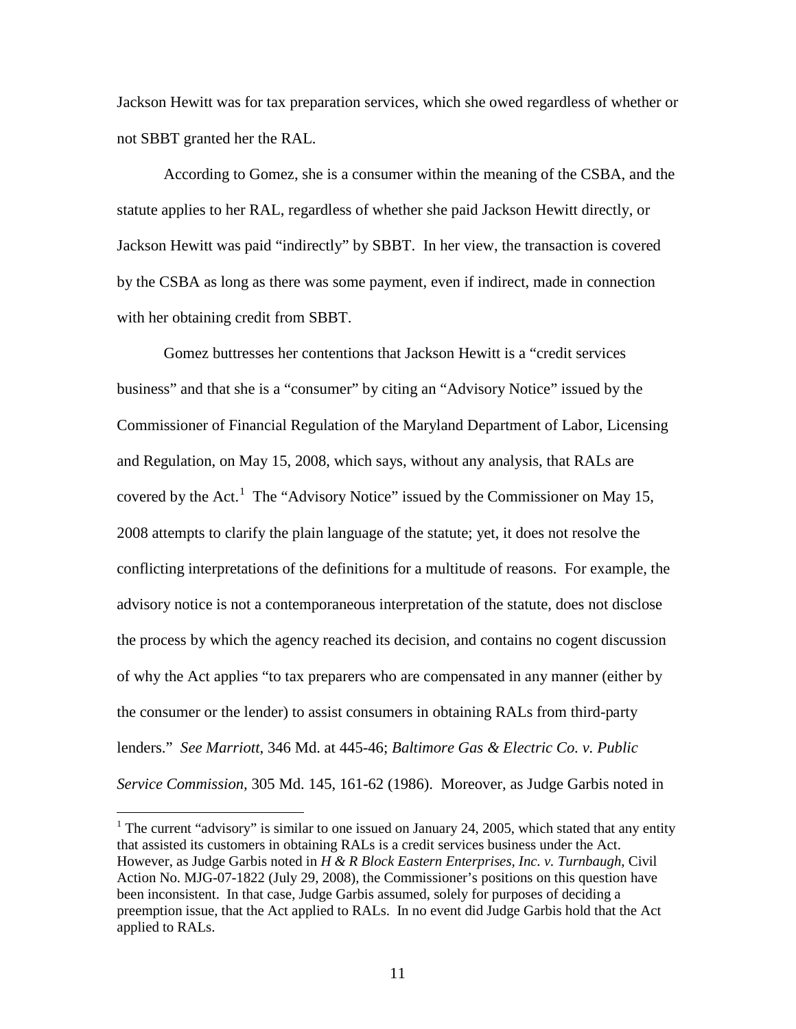Jackson Hewitt was for tax preparation services, which she owed regardless of whether or not SBBT granted her the RAL.

According to Gomez, she is a consumer within the meaning of the CSBA, and the statute applies to her RAL, regardless of whether she paid Jackson Hewitt directly, or Jackson Hewitt was paid "indirectly" by SBBT. In her view, the transaction is covered by the CSBA as long as there was some payment, even if indirect, made in connection with her obtaining credit from SBBT.

Gomez buttresses her contentions that Jackson Hewitt is a "credit services business" and that she is a "consumer" by citing an "Advisory Notice" issued by the Commissioner of Financial Regulation of the Maryland Department of Labor, Licensing and Regulation, on May 15, 2008, which says, without any analysis, that RALs are covered by the Act.[1] The "Advisory Notice" issued by the Commissioner on May 15, 2008 attempts to clarify the plain language of the statute; yet, it does not resolve the conflicting interpretations of the definitions for a multitude of reasons. For example, the advisory notice is not a contemporaneous interpretation of the statute, does not disclose the process by which the agency reached its decision, and contains no cogent discussion of why the Act applies "to tax preparers who are compensated in any manner (either by the consumer or the lender) to assist consumers in obtaining RALs from third-party lenders." *See Marriott*, 346 Md. at 445-46; *Baltimore Gas & Electric Co. v. Public Service Commission*, 305 Md. 145, 161-62 (1986). Moreover, as Judge Garbis noted in

[1] The current "advisory" is similar to one issued on January 24, 2005, which stated that any entity that assisted its customers in obtaining RALs is a credit services business under the Act. However, as Judge Garbis noted in *H & R Block Eastern Enterprises, Inc. v. Turnbaugh*, Civil Action No. MJG-07-1822 (July 29, 2008), the Commissioner's positions on this question have been inconsistent. In that case, Judge Garbis assumed, solely for purposes of deciding a preemption issue, that the Act applied to RALs. In no event did Judge Garbis hold that the Act applied to RALs.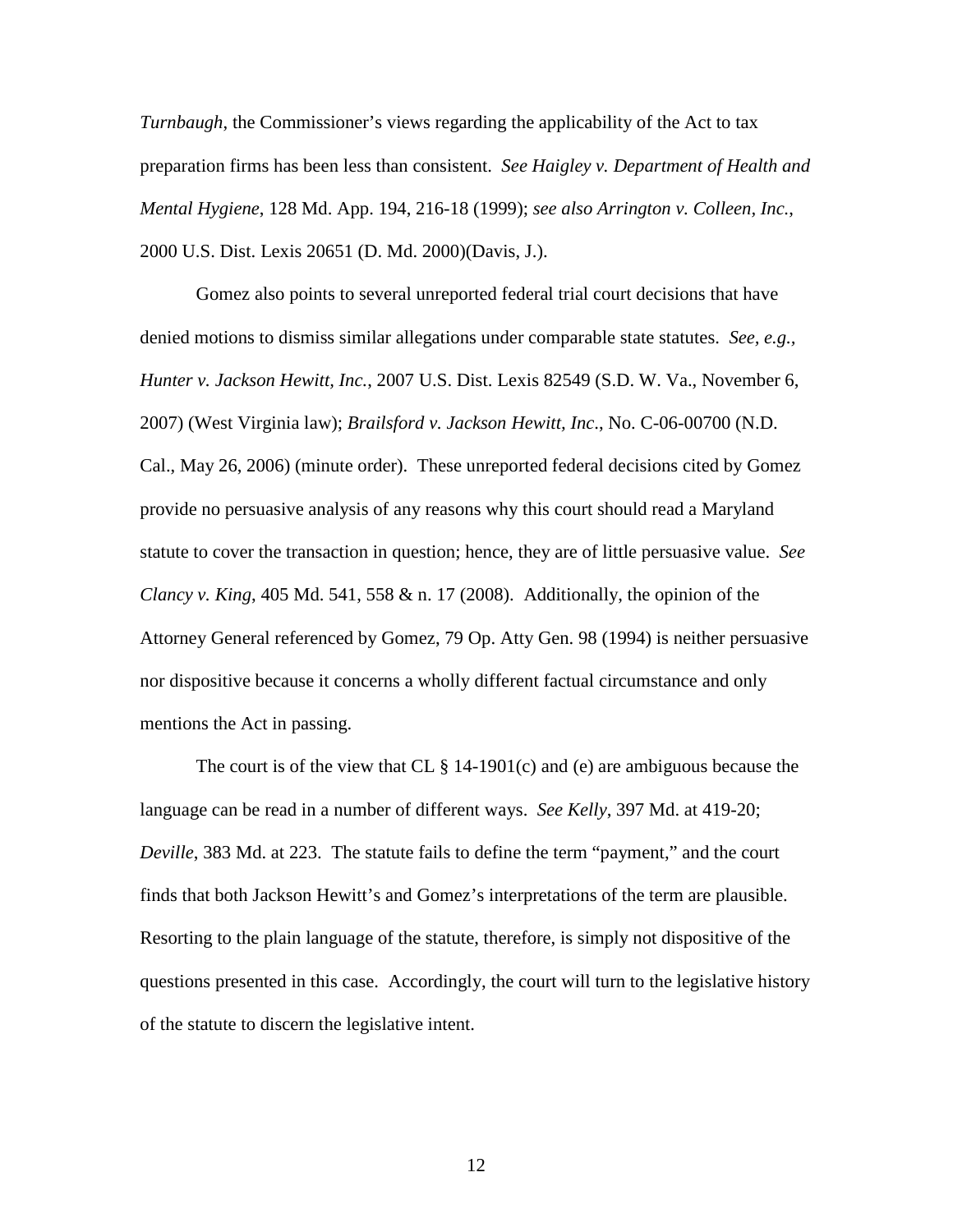*Turnbaugh*, the Commissioner's views regarding the applicability of the Act to tax preparation firms has been less than consistent. *See Haigley v. Department of Health and Mental Hygiene*, 128 Md. App. 194, 216-18 (1999); *see also Arrington v. Colleen, Inc.*, 2000 U.S. Dist. Lexis 20651 (D. Md. 2000)(Davis, J.).

Gomez also points to several unreported federal trial court decisions that have denied motions to dismiss similar allegations under comparable state statutes. *See, e.g.*, *Hunter v. Jackson Hewitt, Inc.*, 2007 U.S. Dist. Lexis 82549 (S.D. W. Va., November 6, 2007) (West Virginia law); *Brailsford v. Jackson Hewitt, Inc*., No. C-06-00700 (N.D. Cal., May 26, 2006) (minute order). These unreported federal decisions cited by Gomez provide no persuasive analysis of any reasons why this court should read a Maryland statute to cover the transaction in question; hence, they are of little persuasive value. *See Clancy v. King*, 405 Md. 541, 558 & n. 17 (2008). Additionally, the opinion of the Attorney General referenced by Gomez, 79 Op. Atty Gen. 98 (1994) is neither persuasive nor dispositive because it concerns a wholly different factual circumstance and only mentions the Act in passing.

The court is of the view that CL § 14-1901(c) and (e) are ambiguous because the language can be read in a number of different ways. *See Kelly*, 397 Md. at 419-20; *Deville*, 383 Md. at 223. The statute fails to define the term "payment," and the court finds that both Jackson Hewitt's and Gomez's interpretations of the term are plausible. Resorting to the plain language of the statute, therefore, is simply not dispositive of the questions presented in this case. Accordingly, the court will turn to the legislative history of the statute to discern the legislative intent.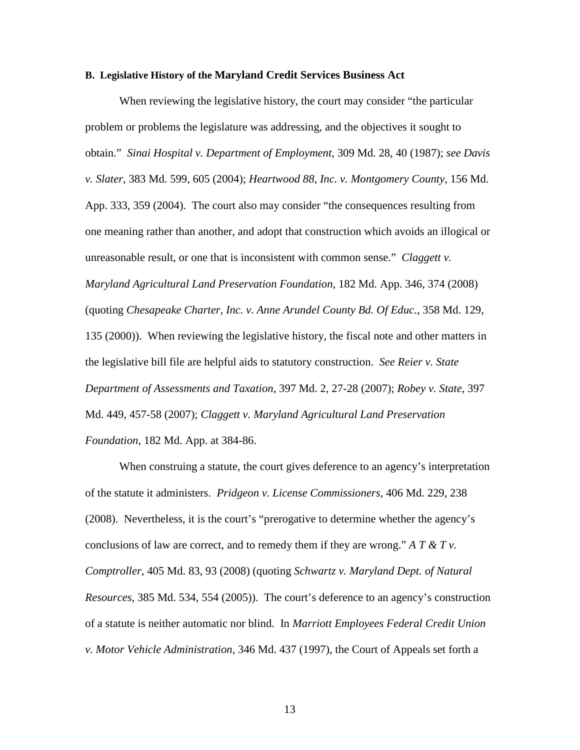### B. Legislative History of the Maryland Credit Services Business Act

When reviewing the legislative history, the court may consider "the particular problem or problems the legislature was addressing, and the objectives it sought to obtain." *Sinai Hospital v. Department of Employment*, 309 Md. 28, 40 (1987); *see Davis v. Slater*, 383 Md. 599, 605 (2004); *Heartwood 88, Inc. v. Montgomery County*, 156 Md. App. 333, 359 (2004). The court also may consider "the consequences resulting from one meaning rather than another, and adopt that construction which avoids an illogical or unreasonable result, or one that is inconsistent with common sense." *Claggett v. Maryland Agricultural Land Preservation Foundation*, 182 Md. App. 346, 374 (2008) (quoting *Chesapeake Charter, Inc. v. Anne Arundel County Bd. Of Educ*., 358 Md. 129, 135 (2000)). When reviewing the legislative history, the fiscal note and other matters in the legislative bill file are helpful aids to statutory construction. *See Reier v. State Department of Assessments and Taxation*, 397 Md. 2, 27-28 (2007); *Robey v. State*, 397 Md. 449, 457-58 (2007); *Claggett v. Maryland Agricultural Land Preservation Foundation*, 182 Md. App. at 384-86.

When construing a statute, the court gives deference to an agency's interpretation of the statute it administers. *Pridgeon v. License Commissioners*, 406 Md. 229, 238 (2008). Nevertheless, it is the court's "prerogative to determine whether the agency's conclusions of law are correct, and to remedy them if they are wrong." *A T & T v. Comptroller*, 405 Md. 83, 93 (2008) (quoting *Schwartz v. Maryland Dept. of Natural Resources*, 385 Md. 534, 554 (2005)). The court's deference to an agency's construction of a statute is neither automatic nor blind. In *Marriott Employees Federal Credit Union v. Motor Vehicle Administration*, 346 Md. 437 (1997), the Court of Appeals set forth a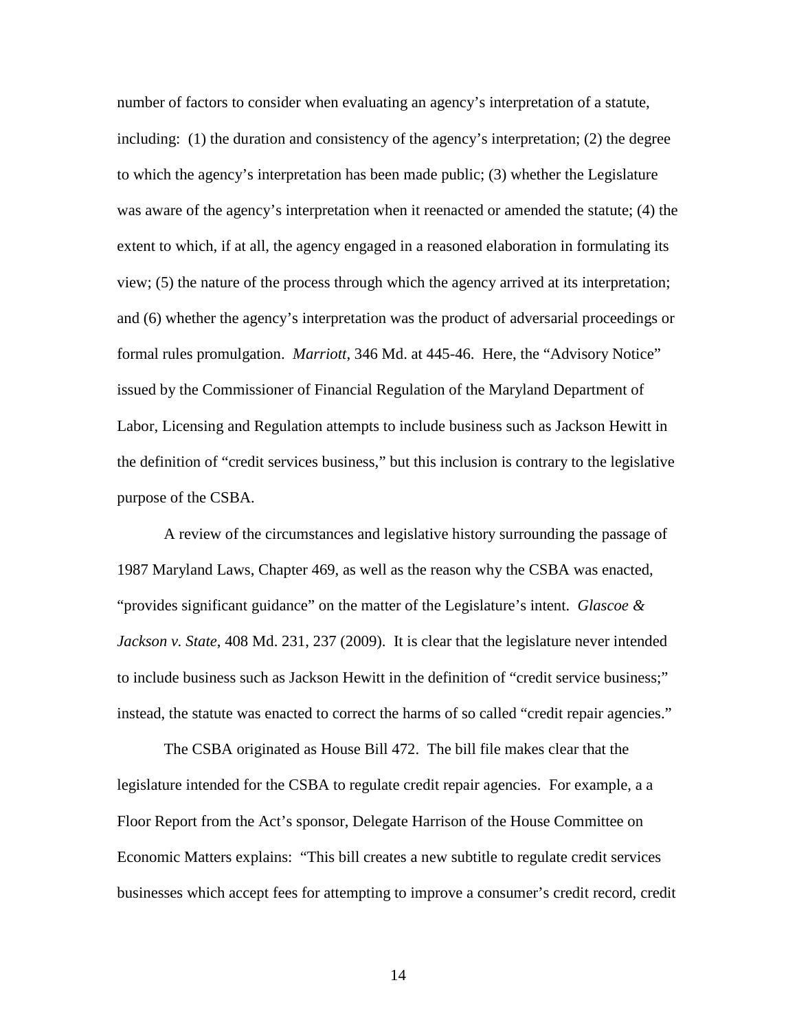number of factors to consider when evaluating an agency's interpretation of a statute, including: (1) the duration and consistency of the agency's interpretation; (2) the degree to which the agency's interpretation has been made public; (3) whether the Legislature was aware of the agency's interpretation when it reenacted or amended the statute; (4) the extent to which, if at all, the agency engaged in a reasoned elaboration in formulating its view; (5) the nature of the process through which the agency arrived at its interpretation; and (6) whether the agency's interpretation was the product of adversarial proceedings or formal rules promulgation. *Marriott*, 346 Md. at 445-46. Here, the "Advisory Notice" issued by the Commissioner of Financial Regulation of the Maryland Department of Labor, Licensing and Regulation attempts to include business such as Jackson Hewitt in the definition of "credit services business," but this inclusion is contrary to the legislative purpose of the CSBA.

A review of the circumstances and legislative history surrounding the passage of 1987 Maryland Laws, Chapter 469, as well as the reason why the CSBA was enacted, "provides significant guidance" on the matter of the Legislature's intent. *Glascoe & Jackson v. State*, 408 Md. 231, 237 (2009). It is clear that the legislature never intended to include business such as Jackson Hewitt in the definition of "credit service business;" instead, the statute was enacted to correct the harms of so called "credit repair agencies."

The CSBA originated as House Bill 472. The bill file makes clear that the legislature intended for the CSBA to regulate credit repair agencies. For example, a a Floor Report from the Act's sponsor, Delegate Harrison of the House Committee on Economic Matters explains: "This bill creates a new subtitle to regulate credit services businesses which accept fees for attempting to improve a consumer's credit record, credit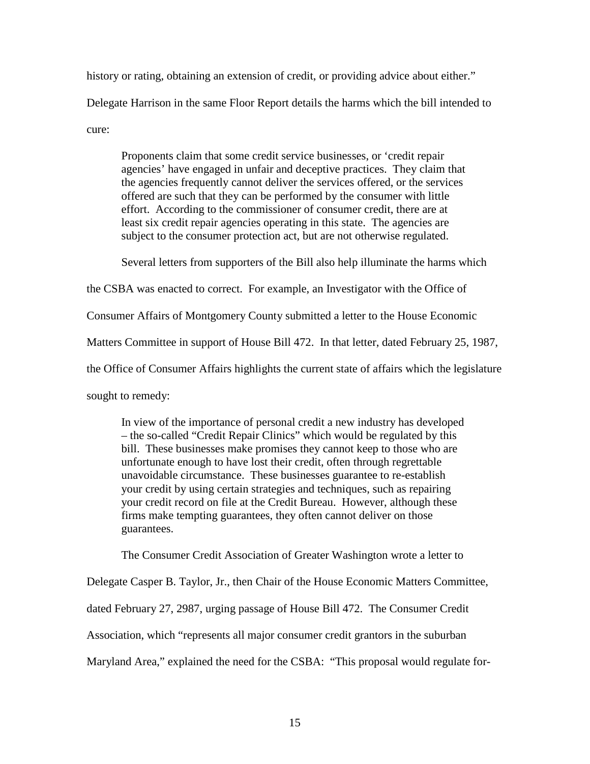history or rating, obtaining an extension of credit, or providing advice about either."

Delegate Harrison in the same Floor Report details the harms which the bill intended to cure:

> Proponents claim that some credit service businesses, or 'credit repair agencies' have engaged in unfair and deceptive practices. They claim that the agencies frequently cannot deliver the services offered, or the services offered are such that they can be performed by the consumer with little effort. According to the commissioner of consumer credit, there are at least six credit repair agencies operating in this state. The agencies are subject to the consumer protection act, but are not otherwise regulated.

Several letters from supporters of the Bill also help illuminate the harms which the CSBA was enacted to correct. For example, an Investigator with the Office of Consumer Affairs of Montgomery County submitted a letter to the House Economic Matters Committee in support of House Bill 472. In that letter, dated February 25, 1987, the Office of Consumer Affairs highlights the current state of affairs which the legislature sought to remedy:

> In view of the importance of personal credit a new industry has developed – the so-called "Credit Repair Clinics" which would be regulated by this bill. These businesses make promises they cannot keep to those who are unfortunate enough to have lost their credit, often through regrettable unavoidable circumstance. These businesses guarantee to re-establish your credit by using certain strategies and techniques, such as repairing your credit record on file at the Credit Bureau. However, although these firms make tempting guarantees, they often cannot deliver on those guarantees.

The Consumer Credit Association of Greater Washington wrote a letter to Delegate Casper B. Taylor, Jr., then Chair of the House Economic Matters Committee, dated February 27, 2987, urging passage of House Bill 472. The Consumer Credit Association, which "represents all major consumer credit grantors in the suburban Maryland Area," explained the need for the CSBA: "This proposal would regulate for-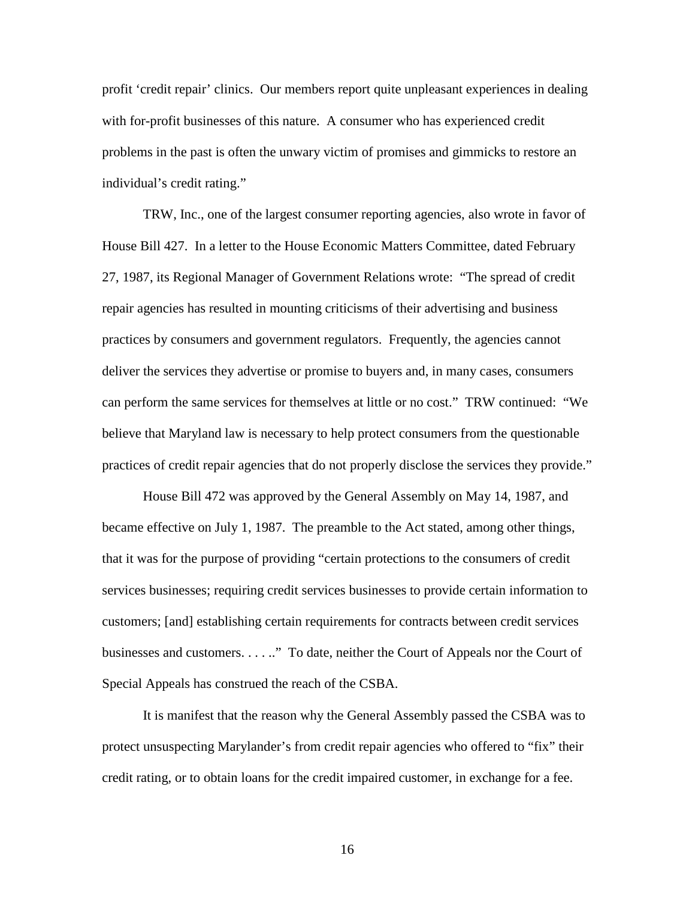profit 'credit repair' clinics. Our members report quite unpleasant experiences in dealing with for-profit businesses of this nature. A consumer who has experienced credit problems in the past is often the unwary victim of promises and gimmicks to restore an individual's credit rating."

TRW, Inc., one of the largest consumer reporting agencies, also wrote in favor of House Bill 427. In a letter to the House Economic Matters Committee, dated February 27, 1987, its Regional Manager of Government Relations wrote: "The spread of credit repair agencies has resulted in mounting criticisms of their advertising and business practices by consumers and government regulators. Frequently, the agencies cannot deliver the services they advertise or promise to buyers and, in many cases, consumers can perform the same services for themselves at little or no cost." TRW continued: "We believe that Maryland law is necessary to help protect consumers from the questionable practices of credit repair agencies that do not properly disclose the services they provide."

House Bill 472 was approved by the General Assembly on May 14, 1987, and became effective on July 1, 1987. The preamble to the Act stated, among other things, that it was for the purpose of providing "certain protections to the consumers of credit services businesses; requiring credit services businesses to provide certain information to customers; [and] establishing certain requirements for contracts between credit services businesses and customers. . . . .." To date, neither the Court of Appeals nor the Court of Special Appeals has construed the reach of the CSBA.

It is manifest that the reason why the General Assembly passed the CSBA was to protect unsuspecting Marylander's from credit repair agencies who offered to "fix" their credit rating, or to obtain loans for the credit impaired customer, in exchange for a fee.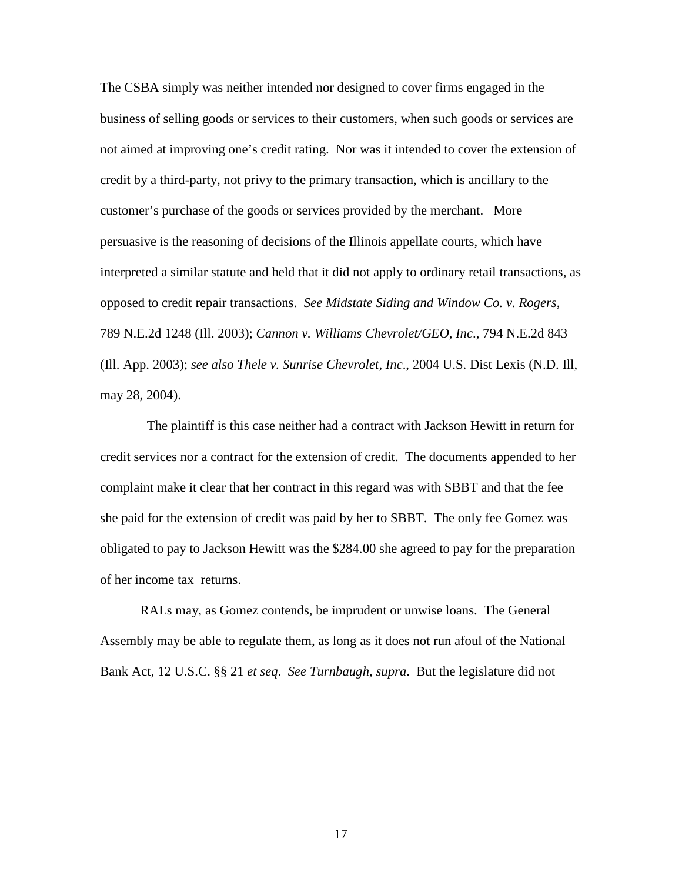The CSBA simply was neither intended nor designed to cover firms engaged in the business of selling goods or services to their customers, when such goods or services are not aimed at improving one's credit rating. Nor was it intended to cover the extension of credit by a third-party, not privy to the primary transaction, which is ancillary to the customer's purchase of the goods or services provided by the merchant. More persuasive is the reasoning of decisions of the Illinois appellate courts, which have interpreted a similar statute and held that it did not apply to ordinary retail transactions, as opposed to credit repair transactions. *See Midstate Siding and Window Co. v. Rogers*, 789 N.E.2d 1248 (Ill. 2003); *Cannon v. Williams Chevrolet/GEO, Inc*., 794 N.E.2d 843 (Ill. App. 2003); *see also Thele v. Sunrise Chevrolet, Inc*., 2004 U.S. Dist Lexis (N.D. Ill, may 28, 2004).

The plaintiff is this case neither had a contract with Jackson Hewitt in return for credit services nor a contract for the extension of credit. The documents appended to her complaint make it clear that her contract in this regard was with SBBT and that the fee she paid for the extension of credit was paid by her to SBBT. The only fee Gomez was obligated to pay to Jackson Hewitt was the $284.00 she agreed to pay for the preparation of her income tax returns.

RALs may, as Gomez contends, be imprudent or unwise loans. The General Assembly may be able to regulate them, as long as it does not run afoul of the National Bank Act, 12 U.S.C. §§ 21 *et seq*. *See Turnbaugh, supra*. But the legislature did not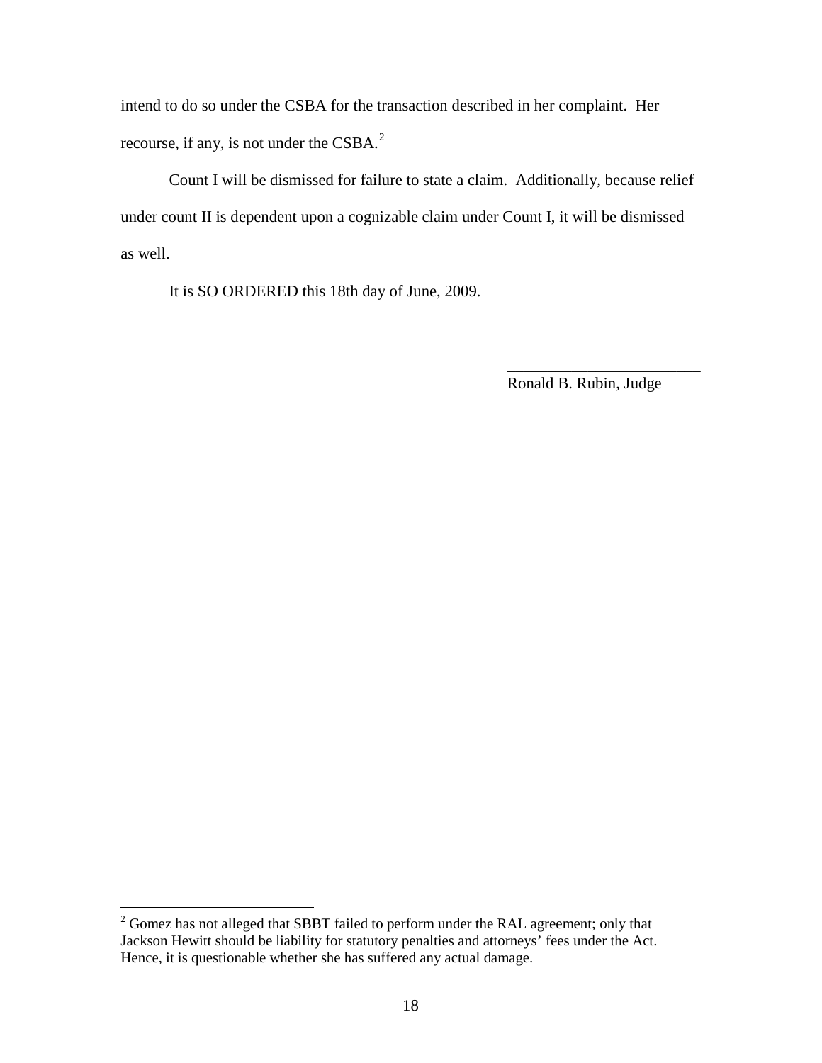intend to do so under the CSBA for the transaction described in her complaint. Her recourse, if any, is not under the CSBA.[2]

Count I will be dismissed for failure to state a claim. Additionally, because relief under count II is dependent upon a cognizable claim under Count I, it will be dismissed as well.

It is SO ORDERED this 18th day of June, 2009.

\_\_\_\_\_\_\_\_\_\_\_\_\_\_\_\_\_\_\_\_\_\_\_\_\_\_

Ronald B. Rubin, Judge

---

[2] Gomez has not alleged that SBBT failed to perform under the RAL agreement; only that Jackson Hewitt should be liability for statutory penalties and attorneys' fees under the Act. Hence, it is questionable whether she has suffered any actual damage.